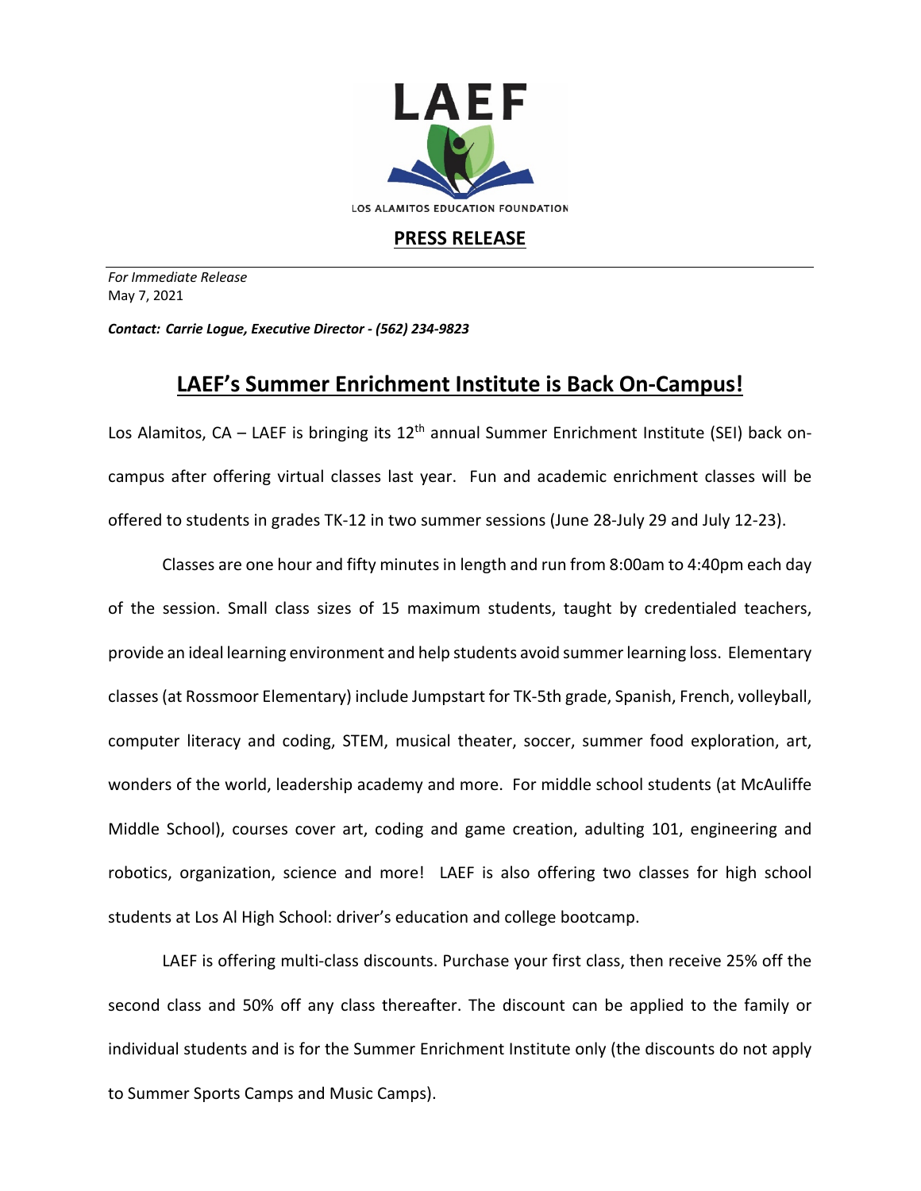LAEF

LOS ALAMITOS EDUCATION FOUNDATION

**PRESS RELEASE**

---

*For Immediate Release*
May 7, 2021

***Contact: Carrie Logue, Executive Director - (562) 234-9823***

# LAEF's Summer Enrichment Institute is Back On-Campus!

Los Alamitos, CA – LAEF is bringing its 12th annual Summer Enrichment Institute (SEI) back on-campus after offering virtual classes last year. Fun and academic enrichment classes will be offered to students in grades TK-12 in two summer sessions (June 28-July 29 and July 12-23).

Classes are one hour and fifty minutes in length and run from 8:00am to 4:40pm each day of the session. Small class sizes of 15 maximum students, taught by credentialed teachers, provide an ideal learning environment and help students avoid summer learning loss. Elementary classes (at Rossmoor Elementary) include Jumpstart for TK-5th grade, Spanish, French, volleyball, computer literacy and coding, STEM, musical theater, soccer, summer food exploration, art, wonders of the world, leadership academy and more. For middle school students (at McAuliffe Middle School), courses cover art, coding and game creation, adulting 101, engineering and robotics, organization, science and more! LAEF is also offering two classes for high school students at Los Al High School: driver's education and college bootcamp.

LAEF is offering multi-class discounts. Purchase your first class, then receive 25% off the second class and 50% off any class thereafter. The discount can be applied to the family or individual students and is for the Summer Enrichment Institute only (the discounts do not apply to Summer Sports Camps and Music Camps).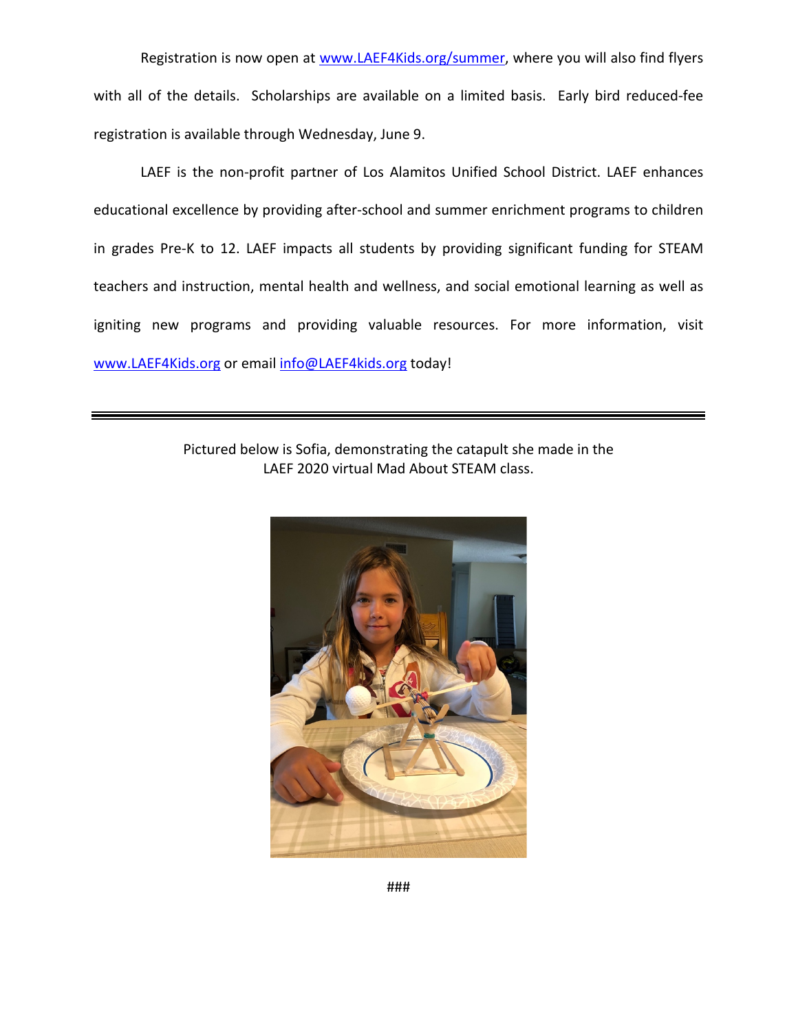Registration is now open at [www.LAEF4Kids.org/summer](http://www.LAEF4Kids.org/summer), where you will also find flyers with all of the details. Scholarships are available on a limited basis. Early bird reduced-fee registration is available through Wednesday, June 9.

LAEF is the non-profit partner of Los Alamitos Unified School District. LAEF enhances educational excellence by providing after-school and summer enrichment programs to children in grades Pre-K to 12. LAEF impacts all students by providing significant funding for STEAM teachers and instruction, mental health and wellness, and social emotional learning as well as igniting new programs and providing valuable resources. For more information, visit [www.LAEF4Kids.org](http://www.LAEF4Kids.org) or email [info@LAEF4kids.org](mailto:info@LAEF4kids.org) today!

---

Pictured below is Sofia, demonstrating the catapult she made in the LAEF 2020 virtual Mad About STEAM class.

###